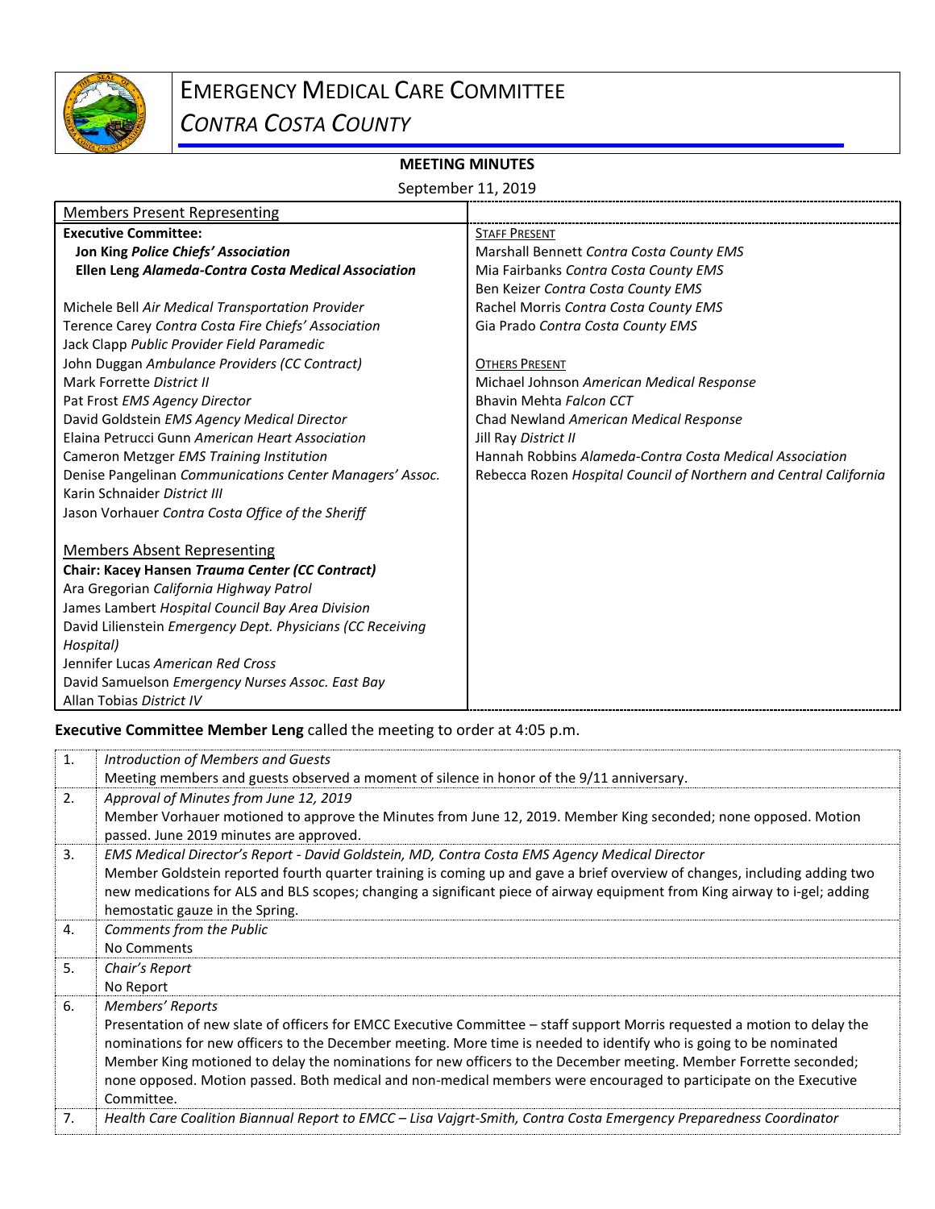# EMERGENCY MEDICAL CARE COMMITTEE

*CONTRA COSTA COUNTY*

**MEETING MINUTES**

September 11, 2019

| Members Present Representing | |
|---|---|
| **Executive Committee:** | STAFF PRESENT |
| **Jon King *Police Chiefs' Association*** | Marshall Bennett *Contra Costa County EMS* |
| **Ellen Leng *Alameda-Contra Costa Medical Association*** | Mia Fairbanks *Contra Costa County EMS* |
| | Ben Keizer *Contra Costa County EMS* |
| Michele Bell *Air Medical Transportation Provider* | Rachel Morris *Contra Costa County EMS* |
| Terence Carey *Contra Costa Fire Chiefs' Association* | Gia Prado *Contra Costa County EMS* |
| Jack Clapp *Public Provider Field Paramedic* | |
| John Duggan *Ambulance Providers (CC Contract)* | OTHERS PRESENT |
| Mark Forrette *District II* | Michael Johnson *American Medical Response* |
| Pat Frost *EMS Agency Director* | Bhavin Mehta *Falcon CCT* |
| David Goldstein *EMS Agency Medical Director* | Chad Newland *American Medical Response* |
| Elaina Petrucci Gunn *American Heart Association* | Jill Ray *District II* |
| Cameron Metzger *EMS Training Institution* | Hannah Robbins *Alameda-Contra Costa Medical Association* |
| Denise Pangelinan *Communications Center Managers' Assoc.* | Rebecca Rozen *Hospital Council of Northern and Central California* |
| Karin Schnaider *District III* | |
| Jason Vorhauer *Contra Costa Office of the Sheriff* | |
| | |
| Members Absent Representing | |
| **Chair: Kacey Hansen *Trauma Center (CC Contract)*** | |
| Ara Gregorian *California Highway Patrol* | |
| James Lambert *Hospital Council Bay Area Division* | |
| David Lilienstein *Emergency Dept. Physicians (CC Receiving Hospital)* | |
| Jennifer Lucas *American Red Cross* | |
| David Samuelson *Emergency Nurses Assoc. East Bay* | |
| Allan Tobias *District IV* | |

**Executive Committee Member Leng** called the meeting to order at 4:05 p.m.

| | |
|---|---|
| 1. | *Introduction of Members and Guests*<br>Meeting members and guests observed a moment of silence in honor of the 9/11 anniversary. |
| 2. | *Approval of Minutes from June 12, 2019*<br>Member Vorhauer motioned to approve the Minutes from June 12, 2019. Member King seconded; none opposed. Motion passed. June 2019 minutes are approved. |
| 3. | *EMS Medical Director's Report - David Goldstein, MD, Contra Costa EMS Agency Medical Director*<br>Member Goldstein reported fourth quarter training is coming up and gave a brief overview of changes, including adding two new medications for ALS and BLS scopes; changing a significant piece of airway equipment from King airway to i-gel; adding hemostatic gauze in the Spring. |
| 4. | *Comments from the Public*<br>No Comments |
| 5. | *Chair's Report*<br>No Report |
| 6. | *Members' Reports*<br>Presentation of new slate of officers for EMCC Executive Committee – staff support Morris requested a motion to delay the nominations for new officers to the December meeting. More time is needed to identify who is going to be nominated Member King motioned to delay the nominations for new officers to the December meeting. Member Forrette seconded; none opposed. Motion passed. Both medical and non-medical members were encouraged to participate on the Executive Committee. |
| 7. | *Health Care Coalition Biannual Report to EMCC – Lisa Vajgrt-Smith, Contra Costa Emergency Preparedness Coordinator* |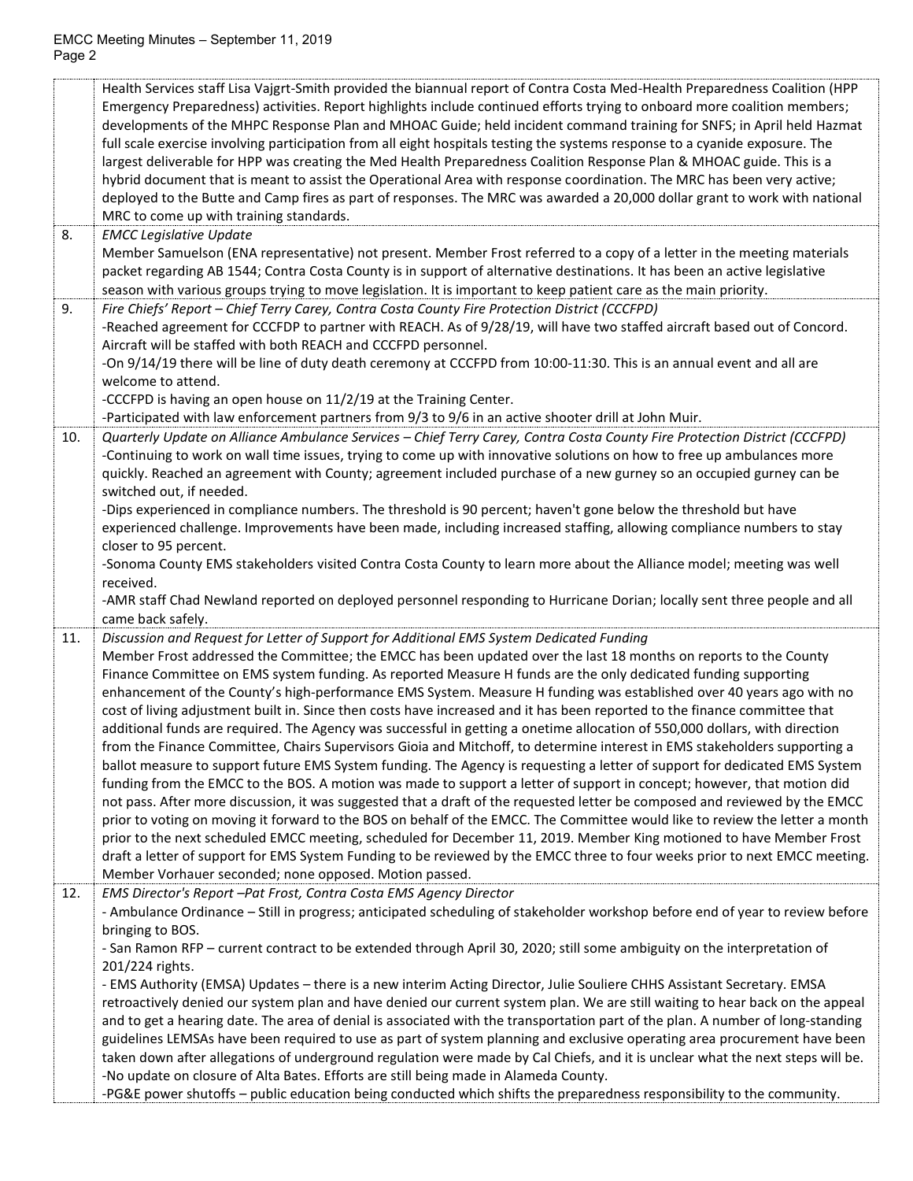| | |
|---|---|
| | Health Services staff Lisa Vajgrt-Smith provided the biannual report of Contra Costa Med-Health Preparedness Coalition (HPP Emergency Preparedness) activities. Report highlights include continued efforts trying to onboard more coalition members; developments of the MHPC Response Plan and MHOAC Guide; held incident command training for SNFS; in April held Hazmat full scale exercise involving participation from all eight hospitals testing the systems response to a cyanide exposure. The largest deliverable for HPP was creating the Med Health Preparedness Coalition Response Plan & MHOAC guide. This is a hybrid document that is meant to assist the Operational Area with response coordination. The MRC has been very active; deployed to the Butte and Camp fires as part of responses. The MRC was awarded a 20,000 dollar grant to work with national MRC to come up with training standards. |
| 8. | *EMCC Legislative Update*<br>Member Samuelson (ENA representative) not present. Member Frost referred to a copy of a letter in the meeting materials packet regarding AB 1544; Contra Costa County is in support of alternative destinations. It has been an active legislative season with various groups trying to move legislation. It is important to keep patient care as the main priority. |
| 9. | *Fire Chiefs' Report – Chief Terry Carey, Contra Costa County Fire Protection District (CCCFPD)*<br>-Reached agreement for CCCFDP to partner with REACH. As of 9/28/19, will have two staffed aircraft based out of Concord. Aircraft will be staffed with both REACH and CCCFPD personnel.<br>-On 9/14/19 there will be line of duty death ceremony at CCCFPD from 10:00-11:30. This is an annual event and all are welcome to attend.<br>-CCCFPD is having an open house on 11/2/19 at the Training Center.<br>-Participated with law enforcement partners from 9/3 to 9/6 in an active shooter drill at John Muir. |
| 10. | *Quarterly Update on Alliance Ambulance Services – Chief Terry Carey, Contra Costa County Fire Protection District (CCCFPD)*<br>-Continuing to work on wall time issues, trying to come up with innovative solutions on how to free up ambulances more quickly. Reached an agreement with County; agreement included purchase of a new gurney so an occupied gurney can be switched out, if needed.<br>-Dips experienced in compliance numbers. The threshold is 90 percent; haven't gone below the threshold but have experienced challenge. Improvements have been made, including increased staffing, allowing compliance numbers to stay closer to 95 percent.<br>-Sonoma County EMS stakeholders visited Contra Costa County to learn more about the Alliance model; meeting was well received.<br>-AMR staff Chad Newland reported on deployed personnel responding to Hurricane Dorian; locally sent three people and all came back safely. |
| 11. | *Discussion and Request for Letter of Support for Additional EMS System Dedicated Funding*<br>Member Frost addressed the Committee; the EMCC has been updated over the last 18 months on reports to the County Finance Committee on EMS system funding. As reported Measure H funds are the only dedicated funding supporting enhancement of the County's high-performance EMS System. Measure H funding was established over 40 years ago with no cost of living adjustment built in. Since then costs have increased and it has been reported to the finance committee that additional funds are required. The Agency was successful in getting a onetime allocation of 550,000 dollars, with direction from the Finance Committee, Chairs Supervisors Gioia and Mitchoff, to determine interest in EMS stakeholders supporting a ballot measure to support future EMS System funding. The Agency is requesting a letter of support for dedicated EMS System funding from the EMCC to the BOS. A motion was made to support a letter of support in concept; however, that motion did not pass. After more discussion, it was suggested that a draft of the requested letter be composed and reviewed by the EMCC prior to voting on moving it forward to the BOS on behalf of the EMCC. The Committee would like to review the letter a month prior to the next scheduled EMCC meeting, scheduled for December 11, 2019. Member King motioned to have Member Frost draft a letter of support for EMS System Funding to be reviewed by the EMCC three to four weeks prior to next EMCC meeting. Member Vorhauer seconded; none opposed. Motion passed. |
| 12. | *EMS Director's Report –Pat Frost, Contra Costa EMS Agency Director*<br>- Ambulance Ordinance – Still in progress; anticipated scheduling of stakeholder workshop before end of year to review before bringing to BOS.<br>- San Ramon RFP – current contract to be extended through April 30, 2020; still some ambiguity on the interpretation of 201/224 rights.<br>- EMS Authority (EMSA) Updates – there is a new interim Acting Director, Julie Souliere CHHS Assistant Secretary. EMSA retroactively denied our system plan and have denied our current system plan. We are still waiting to hear back on the appeal and to get a hearing date. The area of denial is associated with the transportation part of the plan. A number of long-standing guidelines LEMSAs have been required to use as part of system planning and exclusive operating area procurement have been taken down after allegations of underground regulation were made by Cal Chiefs, and it is unclear what the next steps will be.<br>-No update on closure of Alta Bates. Efforts are still being made in Alameda County.<br>-PG&E power shutoffs – public education being conducted which shifts the preparedness responsibility to the community. |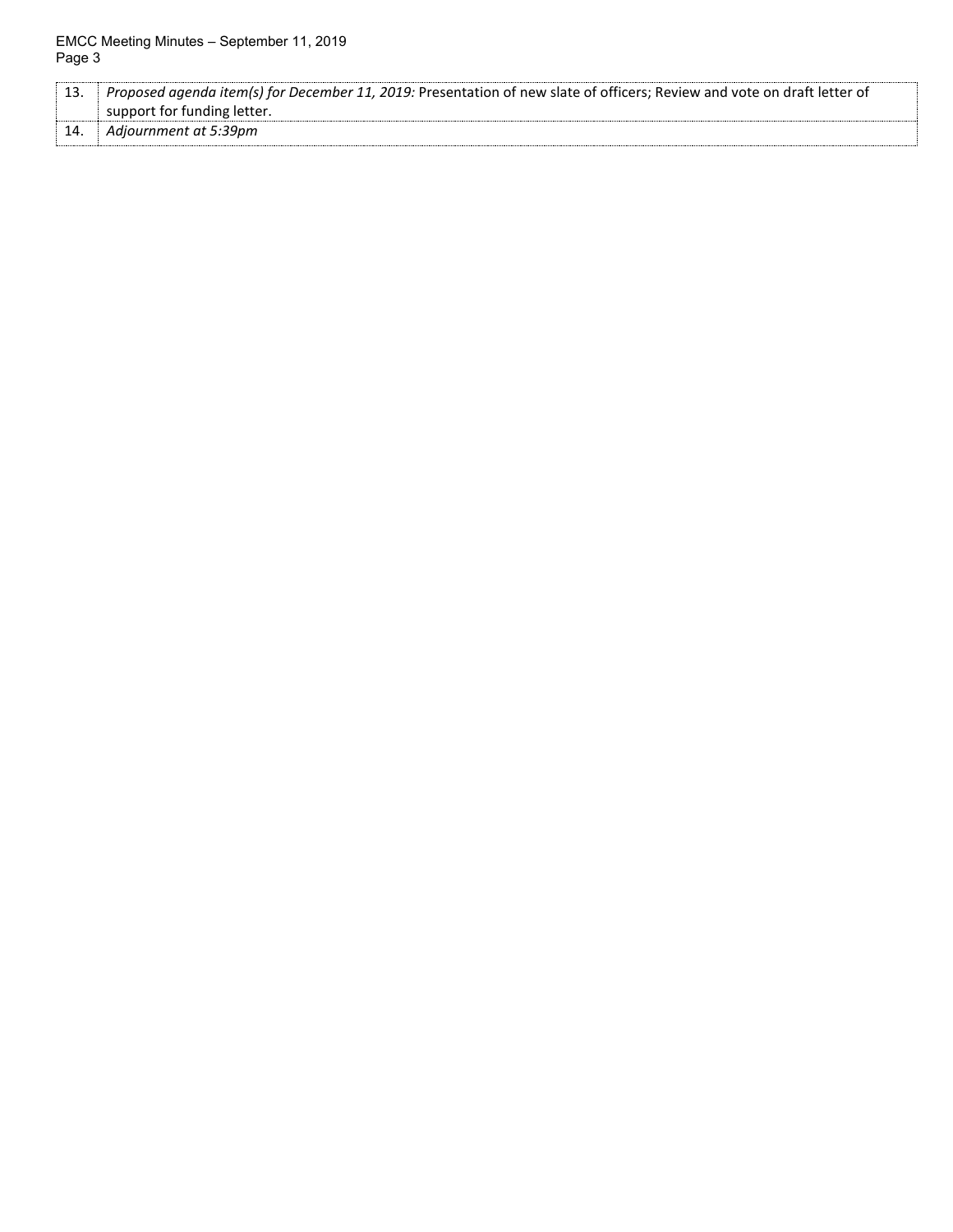| | |
|---|---|
| 13. | *Proposed agenda item(s) for December 11, 2019:* Presentation of new slate of officers; Review and vote on draft letter of support for funding letter. |
| 14. | *Adjournment at 5:39pm* |